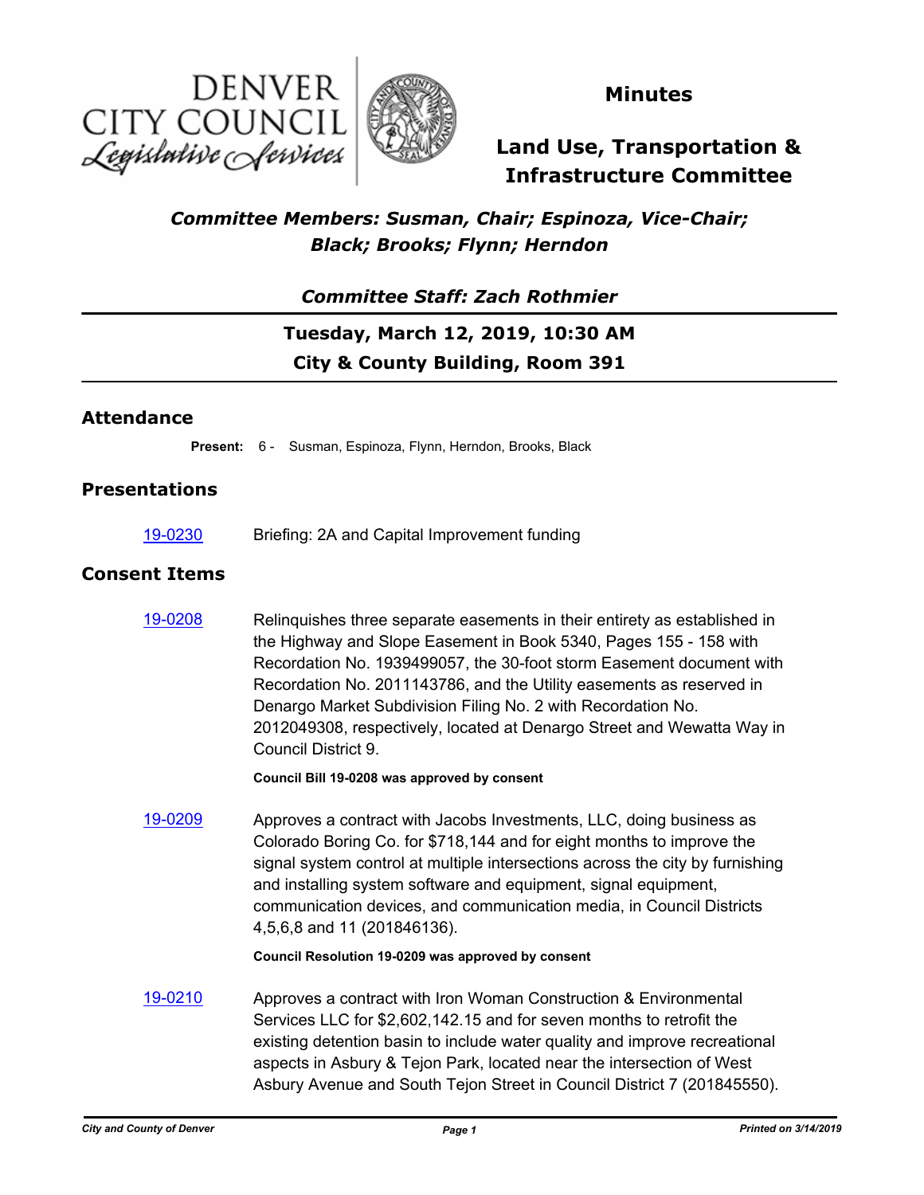# Minutes

## Land Use, Transportation & Infrastructure Committee

***Committee Members: Susman, Chair; Espinoza, Vice-Chair; Black; Brooks; Flynn; Herndon***

***Committee Staff: Zach Rothmier***

**Tuesday, March 12, 2019, 10:30 AM**

**City & County Building, Room 391**

## Attendance

**Present:** 6 - Susman, Espinoza, Flynn, Herndon, Brooks, Black

## Presentations

19-0230 Briefing: 2A and Capital Improvement funding

## Consent Items

19-0208 Relinquishes three separate easements in their entirety as established in the Highway and Slope Easement in Book 5340, Pages 155 - 158 with Recordation No. 1939499057, the 30-foot storm Easement document with Recordation No. 2011143786, and the Utility easements as reserved in Denargo Market Subdivision Filing No. 2 with Recordation No. 2012049308, respectively, located at Denargo Street and Wewatta Way in Council District 9.

**Council Bill 19-0208 was approved by consent**

19-0209 Approves a contract with Jacobs Investments, LLC, doing business as Colorado Boring Co. for $718,144 and for eight months to improve the signal system control at multiple intersections across the city by furnishing and installing system software and equipment, signal equipment, communication devices, and communication media, in Council Districts 4,5,6,8 and 11 (201846136).

**Council Resolution 19-0209 was approved by consent**

19-0210 Approves a contract with Iron Woman Construction & Environmental Services LLC for $2,602,142.15 and for seven months to retrofit the existing detention basin to include water quality and improve recreational aspects in Asbury & Tejon Park, located near the intersection of West Asbury Avenue and South Tejon Street in Council District 7 (201845550).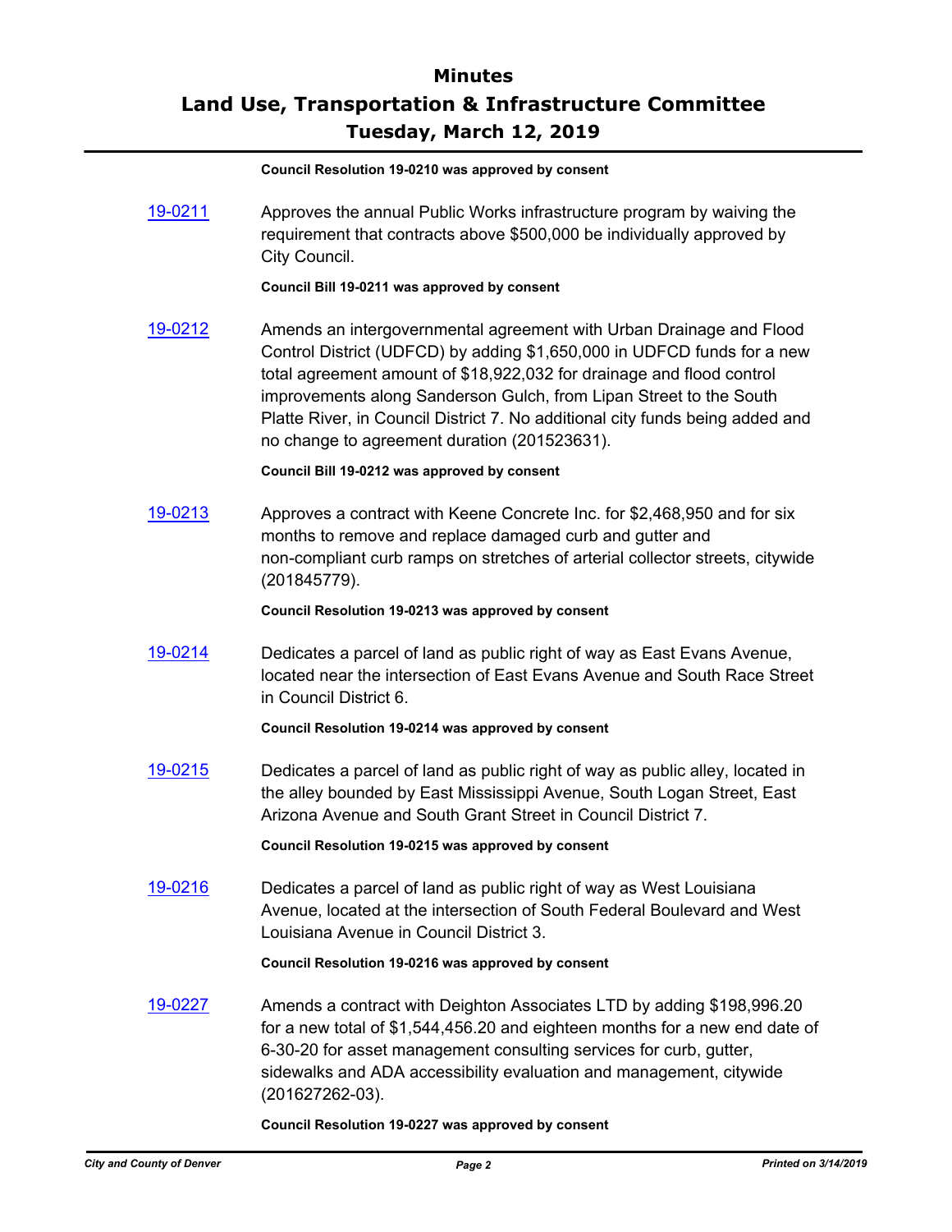**Council Resolution 19-0210 was approved by consent**

19-0211 Approves the annual Public Works infrastructure program by waiving the requirement that contracts above $500,000 be individually approved by City Council.

**Council Bill 19-0211 was approved by consent**

19-0212 Amends an intergovernmental agreement with Urban Drainage and Flood Control District (UDFCD) by adding $1,650,000 in UDFCD funds for a new total agreement amount of $18,922,032 for drainage and flood control improvements along Sanderson Gulch, from Lipan Street to the South Platte River, in Council District 7. No additional city funds being added and no change to agreement duration (201523631).

**Council Bill 19-0212 was approved by consent**

19-0213 Approves a contract with Keene Concrete Inc. for $2,468,950 and for six months to remove and replace damaged curb and gutter and non-compliant curb ramps on stretches of arterial collector streets, citywide (201845779).

**Council Resolution 19-0213 was approved by consent**

19-0214 Dedicates a parcel of land as public right of way as East Evans Avenue, located near the intersection of East Evans Avenue and South Race Street in Council District 6.

**Council Resolution 19-0214 was approved by consent**

19-0215 Dedicates a parcel of land as public right of way as public alley, located in the alley bounded by East Mississippi Avenue, South Logan Street, East Arizona Avenue and South Grant Street in Council District 7.

**Council Resolution 19-0215 was approved by consent**

19-0216 Dedicates a parcel of land as public right of way as West Louisiana Avenue, located at the intersection of South Federal Boulevard and West Louisiana Avenue in Council District 3.

**Council Resolution 19-0216 was approved by consent**

19-0227 Amends a contract with Deighton Associates LTD by adding $198,996.20 for a new total of $1,544,456.20 and eighteen months for a new end date of 6-30-20 for asset management consulting services for curb, gutter, sidewalks and ADA accessibility evaluation and management, citywide (201627262-03).

**Council Resolution 19-0227 was approved by consent**